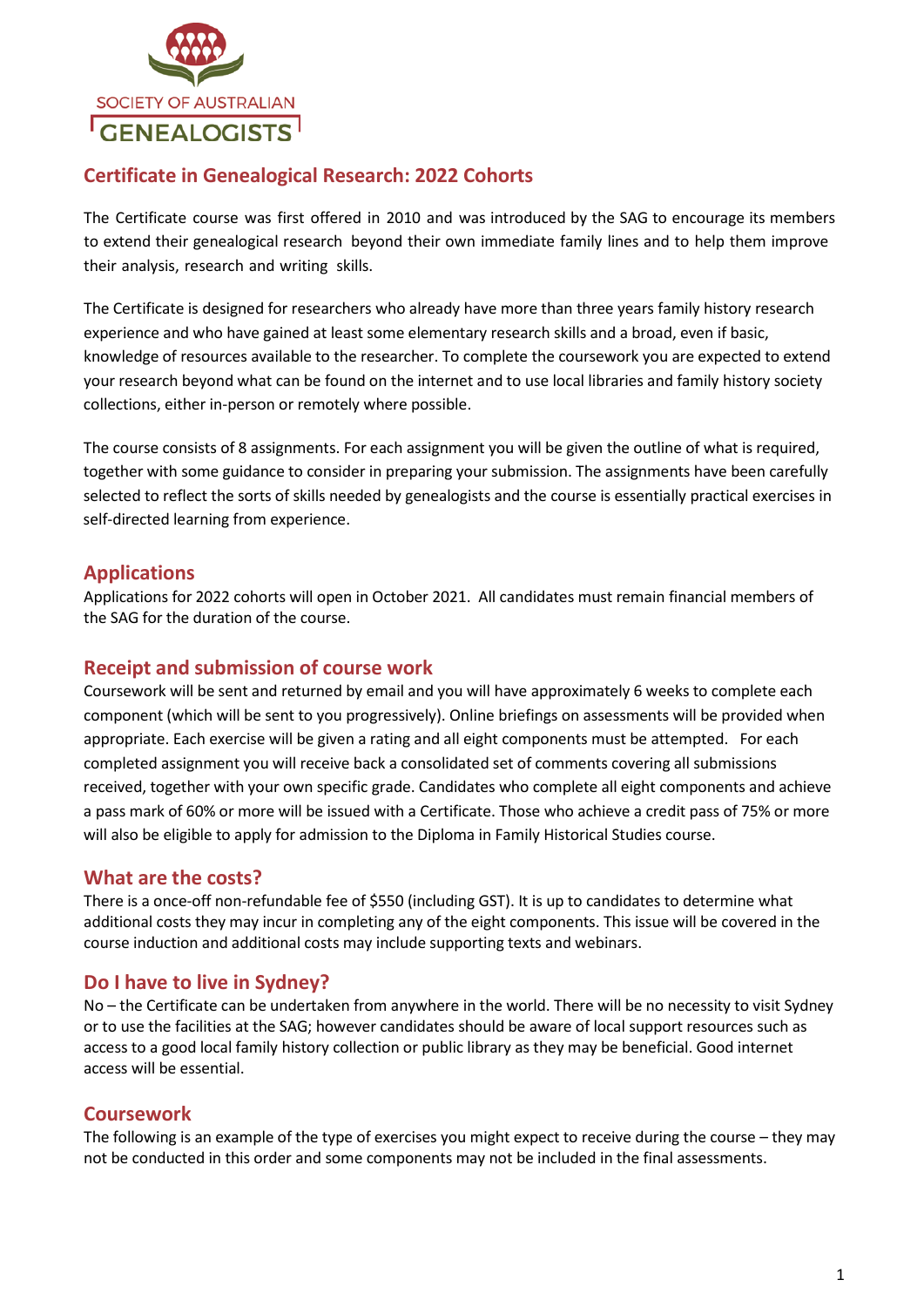SOCIETY OF AUSTRALIAN GENEALOGISTS

# Certificate in Genealogical Research: 2022 Cohorts

The Certificate course was first offered in 2010 and was introduced by the SAG to encourage its members to extend their genealogical research beyond their own immediate family lines and to help them improve their analysis, research and writing skills.

The Certificate is designed for researchers who already have more than three years family history research experience and who have gained at least some elementary research skills and a broad, even if basic, knowledge of resources available to the researcher. To complete the coursework you are expected to extend your research beyond what can be found on the internet and to use local libraries and family history society collections, either in-person or remotely where possible.

The course consists of 8 assignments. For each assignment you will be given the outline of what is required, together with some guidance to consider in preparing your submission. The assignments have been carefully selected to reflect the sorts of skills needed by genealogists and the course is essentially practical exercises in self-directed learning from experience.

## Applications

Applications for 2022 cohorts will open in October 2021. All candidates must remain financial members of the SAG for the duration of the course.

## Receipt and submission of course work

Coursework will be sent and returned by email and you will have approximately 6 weeks to complete each component (which will be sent to you progressively). Online briefings on assessments will be provided when appropriate. Each exercise will be given a rating and all eight components must be attempted. For each completed assignment you will receive back a consolidated set of comments covering all submissions received, together with your own specific grade. Candidates who complete all eight components and achieve a pass mark of 60% or more will be issued with a Certificate. Those who achieve a credit pass of 75% or more will also be eligible to apply for admission to the Diploma in Family Historical Studies course.

## What are the costs?

There is a once-off non-refundable fee of $550 (including GST). It is up to candidates to determine what additional costs they may incur in completing any of the eight components. This issue will be covered in the course induction and additional costs may include supporting texts and webinars.

## Do I have to live in Sydney?

No – the Certificate can be undertaken from anywhere in the world. There will be no necessity to visit Sydney or to use the facilities at the SAG; however candidates should be aware of local support resources such as access to a good local family history collection or public library as they may be beneficial. Good internet access will be essential.

## Coursework

The following is an example of the type of exercises you might expect to receive during the course – they may not be conducted in this order and some components may not be included in the final assessments.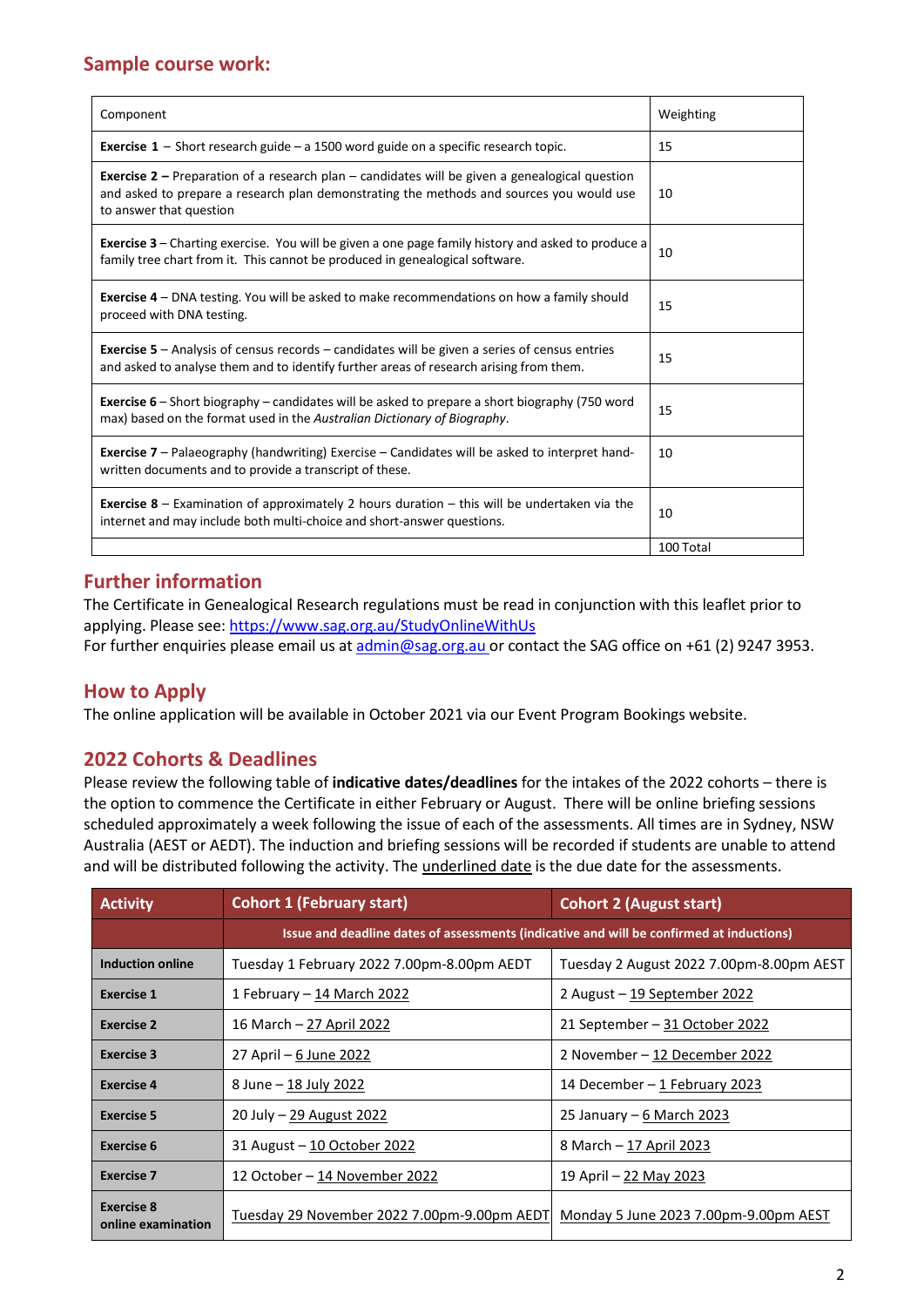## Sample course work:

| Component | Weighting |
|---|---|
| **Exercise 1** – Short research guide – a 1500 word guide on a specific research topic. | 15 |
| **Exercise 2 –** Preparation of a research plan – candidates will be given a genealogical question and asked to prepare a research plan demonstrating the methods and sources you would use to answer that question | 10 |
| **Exercise 3** – Charting exercise. You will be given a one page family history and asked to produce a family tree chart from it. This cannot be produced in genealogical software. | 10 |
| **Exercise 4** – DNA testing. You will be asked to make recommendations on how a family should proceed with DNA testing. | 15 |
| **Exercise 5** – Analysis of census records – candidates will be given a series of census entries and asked to analyse them and to identify further areas of research arising from them. | 15 |
| **Exercise 6** – Short biography – candidates will be asked to prepare a short biography (750 word max) based on the format used in the *Australian Dictionary of Biography*. | 15 |
| **Exercise 7** – Palaeography (handwriting) Exercise – Candidates will be asked to interpret hand-written documents and to provide a transcript of these. | 10 |
| **Exercise 8** – Examination of approximately 2 hours duration – this will be undertaken via the internet and may include both multi-choice and short-answer questions. | 10 |
| | 100 Total |

## Further information

The Certificate in Genealogical Research regulations must be read in conjunction with this leaflet prior to applying. Please see: https://www.sag.org.au/StudyOnlineWithUs
For further enquiries please email us at admin@sag.org.au or contact the SAG office on +61 (2) 9247 3953.

## How to Apply

The online application will be available in October 2021 via our Event Program Bookings website.

## 2022 Cohorts & Deadlines

Please review the following table of **indicative dates/deadlines** for the intakes of the 2022 cohorts – there is the option to commence the Certificate in either February or August. There will be online briefing sessions scheduled approximately a week following the issue of each of the assessments. All times are in Sydney, NSW Australia (AEST or AEDT). The induction and briefing sessions will be recorded if students are unable to attend and will be distributed following the activity. The underlined date is the due date for the assessments.

| Activity | Cohort 1 (February start) | Cohort 2 (August start) |
|---|---|---|
| | **Issue and deadline dates of assessments (indicative and will be confirmed at inductions)** | |
| **Induction online** | Tuesday 1 February 2022 7.00pm-8.00pm AEDT | Tuesday 2 August 2022 7.00pm-8.00pm AEST |
| **Exercise 1** | 1 February – 14 March 2022 | 2 August – 19 September 2022 |
| **Exercise 2** | 16 March – 27 April 2022 | 21 September – 31 October 2022 |
| **Exercise 3** | 27 April – 6 June 2022 | 2 November – 12 December 2022 |
| **Exercise 4** | 8 June – 18 July 2022 | 14 December – 1 February 2023 |
| **Exercise 5** | 20 July – 29 August 2022 | 25 January – 6 March 2023 |
| **Exercise 6** | 31 August – 10 October 2022 | 8 March – 17 April 2023 |
| **Exercise 7** | 12 October – 14 November 2022 | 19 April – 22 May 2023 |
| **Exercise 8 online examination** | Tuesday 29 November 2022 7.00pm-9.00pm AEDT | Monday 5 June 2023 7.00pm-9.00pm AEST |